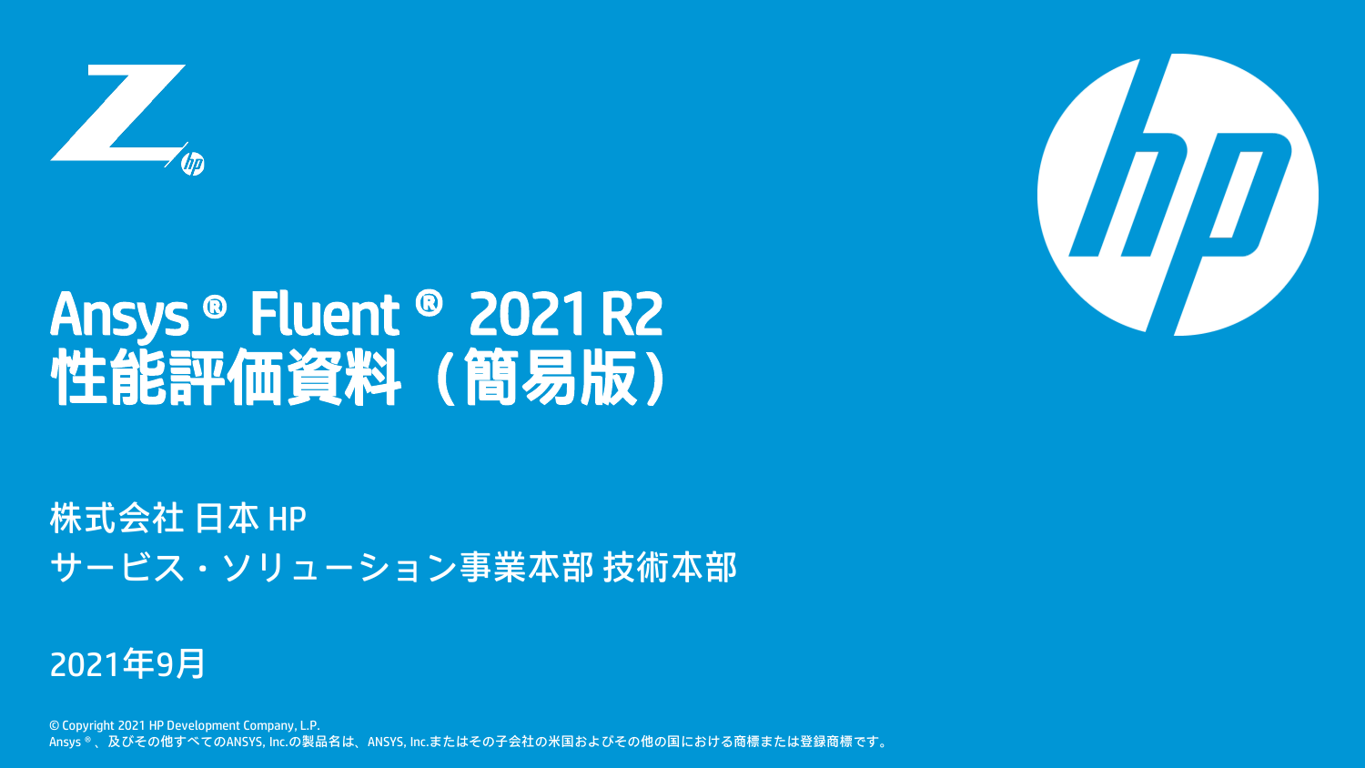# Ansys ® Fluent ® 2021 R2 性能評価資料（簡易版）

株式会社 日本 HP

サービス・ソリューション事業本部 技術本部

2021年9月

© Copyright 2021 HP Development Company, L.P.

Ansys ®、及びその他すべてのANSYS, Inc.の製品名は、ANSYS, Inc.またはその子会社の米国およびその他の国における商標または登録商標です。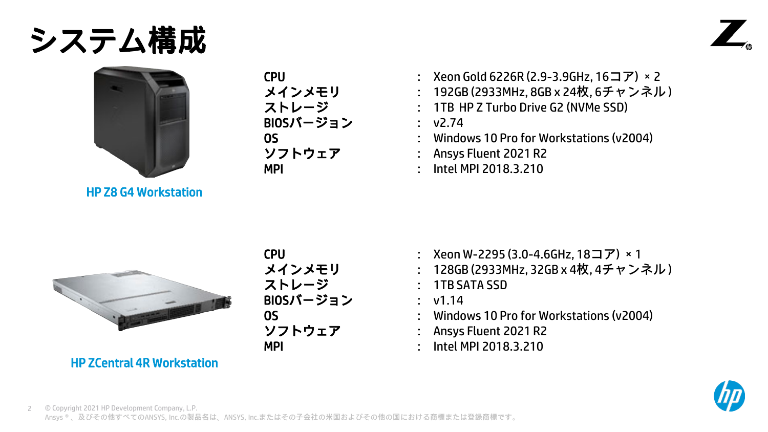# システム構成

**HP Z8 G4 Workstation**

| | | |
|---|---|---|
| CPU | : | Xeon Gold 6226R (2.9-3.9GHz, 16コア) × 2 |
| メインメモリ | : | 192GB (2933MHz, 8GB x 24枚, 6チャンネル) |
| ストレージ | : | 1TB HP Z Turbo Drive G2 (NVMe SSD) |
| BIOSバージョン | : | v2.74 |
| OS | : | Windows 10 Pro for Workstations (v2004) |
| ソフトウェア | : | Ansys Fluent 2021 R2 |
| MPI | : | Intel MPI 2018.3.210 |

**HP ZCentral 4R Workstation**

| | | |
|---|---|---|
| CPU | : | Xeon W-2295 (3.0-4.6GHz, 18コア) × 1 |
| メインメモリ | : | 128GB (2933MHz, 32GB x 4枚, 4チャンネル) |
| ストレージ | : | 1TB SATA SSD |
| BIOSバージョン | : | v1.14 |
| OS | : | Windows 10 Pro for Workstations (v2004) |
| ソフトウェア | : | Ansys Fluent 2021 R2 |
| MPI | : | Intel MPI 2018.3.210 |

© Copyright 2021 HP Development Company, L.P.
Ansys ®、及びその他すべてのANSYS, Inc.の製品名は、ANSYS, Inc.またはその子会社の米国およびその他の国における商標または登録商標です。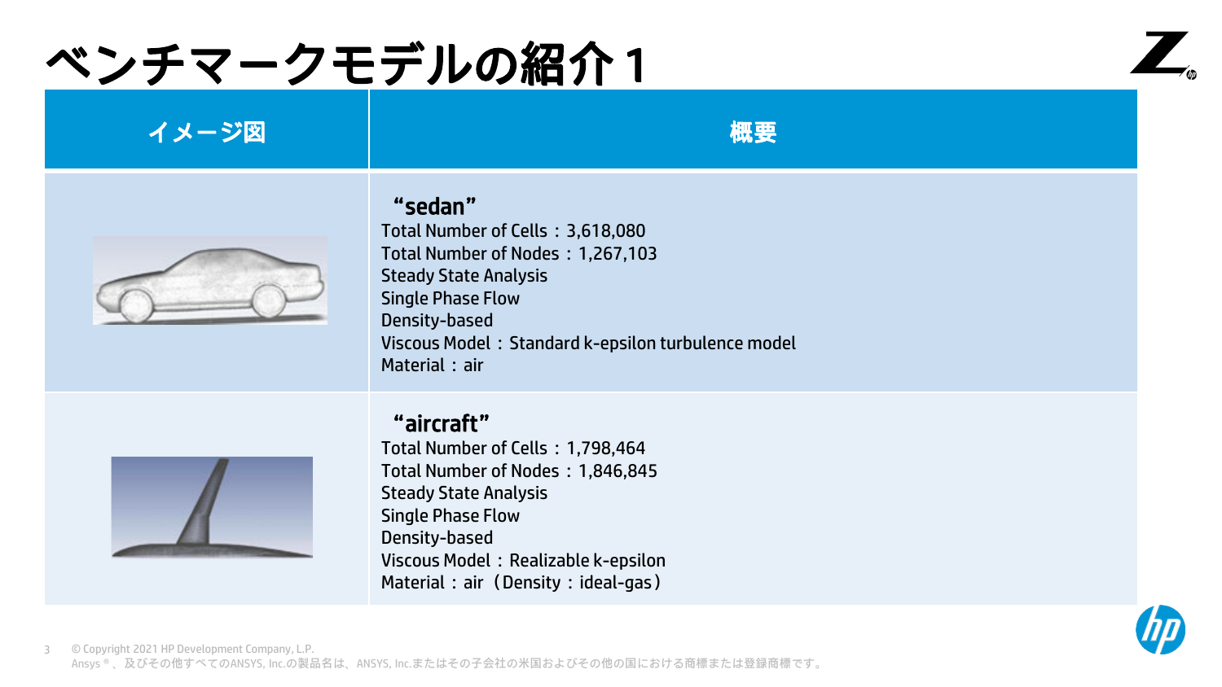# ベンチマークモデルの紹介１

| イメージ図 | 概要 |
| --- | --- |
| | **“sedan”**<br>Total Number of Cells：3,618,080<br>Total Number of Nodes：1,267,103<br>Steady State Analysis<br>Single Phase Flow<br>Density-based<br>Viscous Model：Standard k-epsilon turbulence model<br>Material：air |
| | **“aircraft”**<br>Total Number of Cells：1,798,464<br>Total Number of Nodes：1,846,845<br>Steady State Analysis<br>Single Phase Flow<br>Density-based<br>Viscous Model：Realizable k-epsilon<br>Material：air（Density：ideal-gas） |

© Copyright 2021 HP Development Company, L.P.
Ansys ® 、及びその他すべてのANSYS, Inc.の製品名は、ANSYS, Inc.またはその子会社の米国およびその他の国における商標または登録商標です。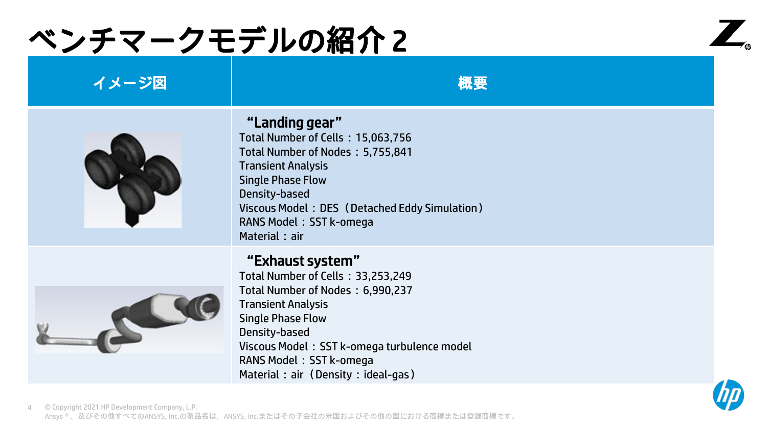# ベンチマークモデルの紹介 2

| イメージ図 | 概要 |
| --- | --- |
| | **“Landing gear”**<br>Total Number of Cells：15,063,756<br>Total Number of Nodes：5,755,841<br>Transient Analysis<br>Single Phase Flow<br>Density-based<br>Viscous Model：DES（Detached Eddy Simulation）<br>RANS Model：SST k-omega<br>Material：air |
| | **“Exhaust system”**<br>Total Number of Cells：33,253,249<br>Total Number of Nodes：6,990,237<br>Transient Analysis<br>Single Phase Flow<br>Density-based<br>Viscous Model：SST k-omega turbulence model<br>RANS Model：SST k-omega<br>Material：air（Density：ideal-gas） |

© Copyright 2021 HP Development Company, L.P.
Ansys ®、及びその他すべてのANSYS, Inc.の製品名は、ANSYS, Inc.またはその子会社の米国およびその他の国における商標または登録商標です。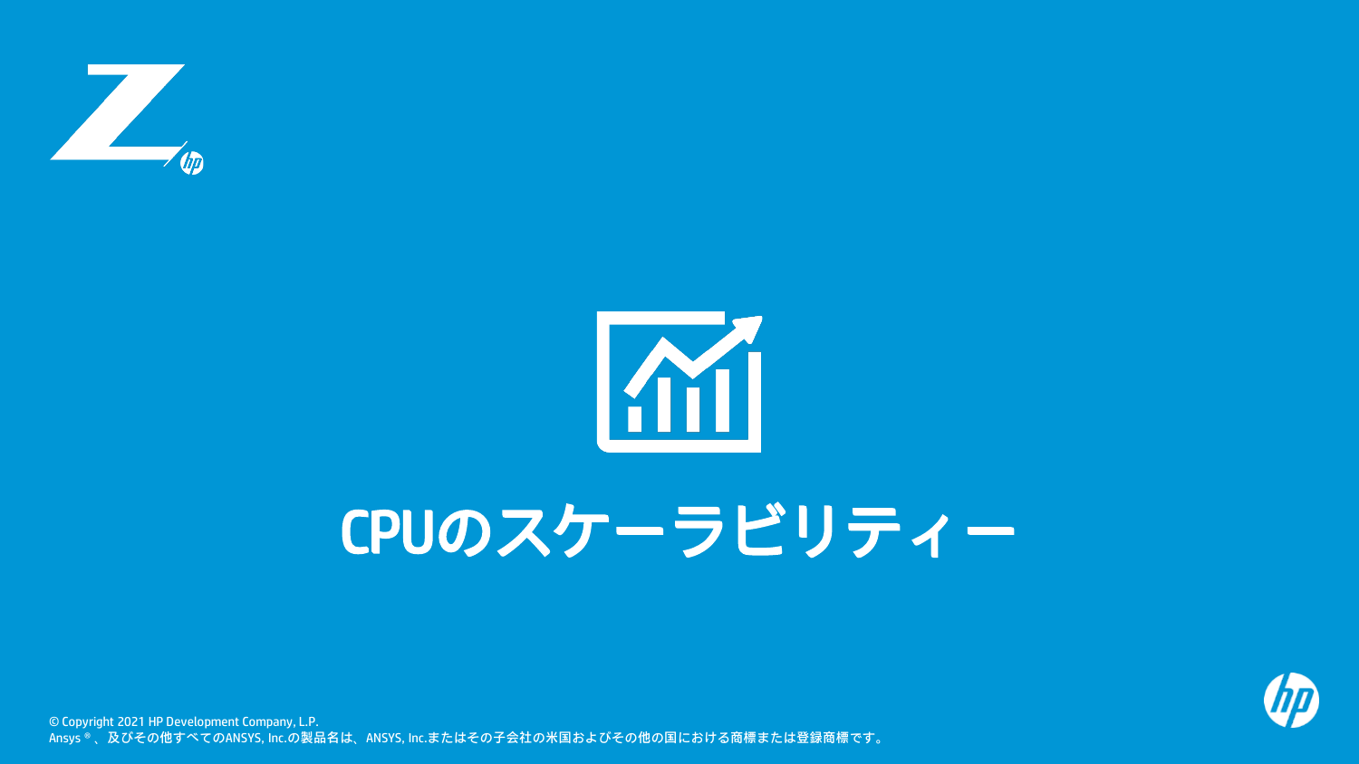# CPUのスケーラビリティー

© Copyright 2021 HP Development Company, L.P.
Ansys ®、及びその他すべてのANSYS, Inc.の製品名は、ANSYS, Inc.またはその子会社の米国およびその他の国における商標または登録商標です。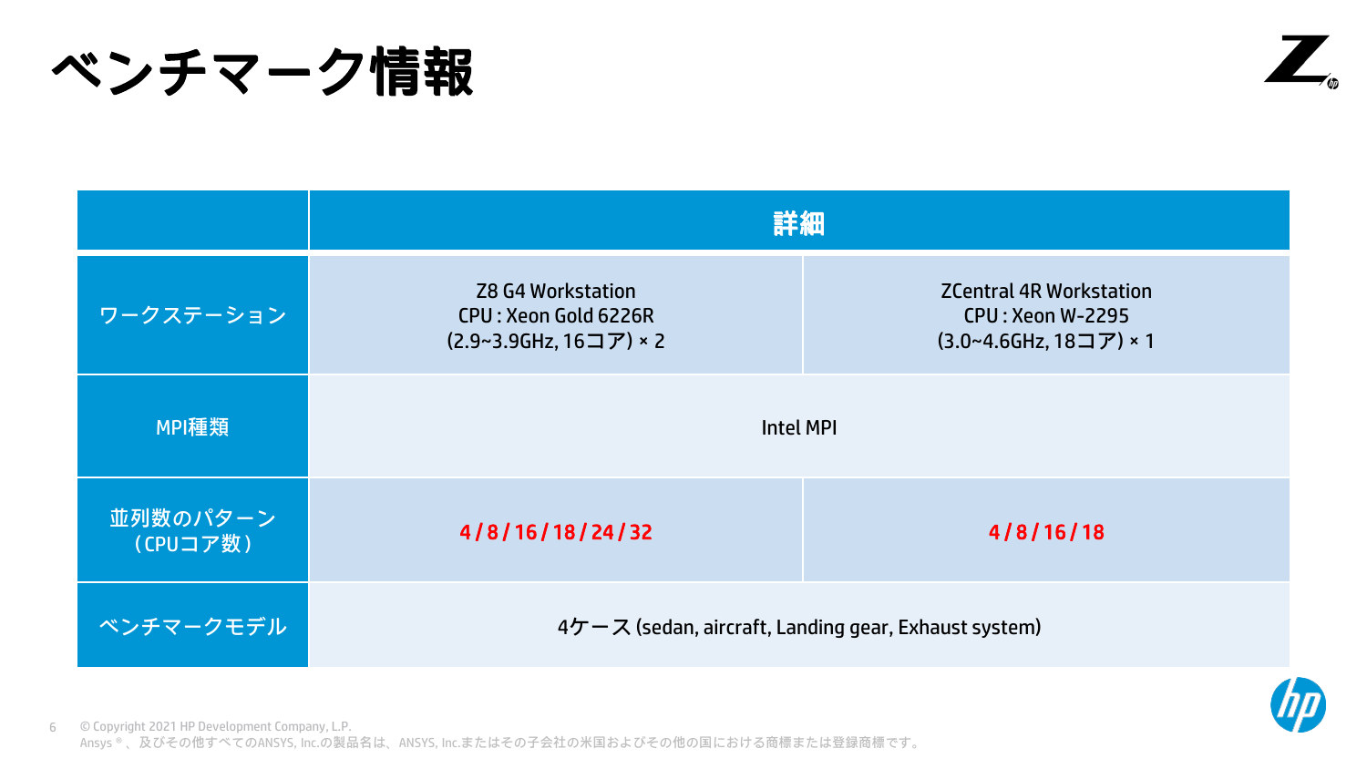# ベンチマーク情報

| | 詳細 | |
|---|---|---|
| ワークステーション | Z8 G4 Workstation<br>CPU : Xeon Gold 6226R<br>(2.9~3.9GHz, 16コア) × 2 | ZCentral 4R Workstation<br>CPU : Xeon W-2295<br>(3.0~4.6GHz, 18コア) × 1 |
| MPI種類 | Intel MPI | |
| 並列数のパターン（CPUコア数） | **4 / 8 / 16 / 18 / 24 / 32** | **4 / 8 / 16 / 18** |
| ベンチマークモデル | 4ケース (sedan, aircraft, Landing gear, Exhaust system) | |

© Copyright 2021 HP Development Company, L.P.
Ansys ®、及びその他すべてのANSYS, Inc.の製品名は、ANSYS, Inc.またはその子会社の米国およびその他の国における商標または登録商標です。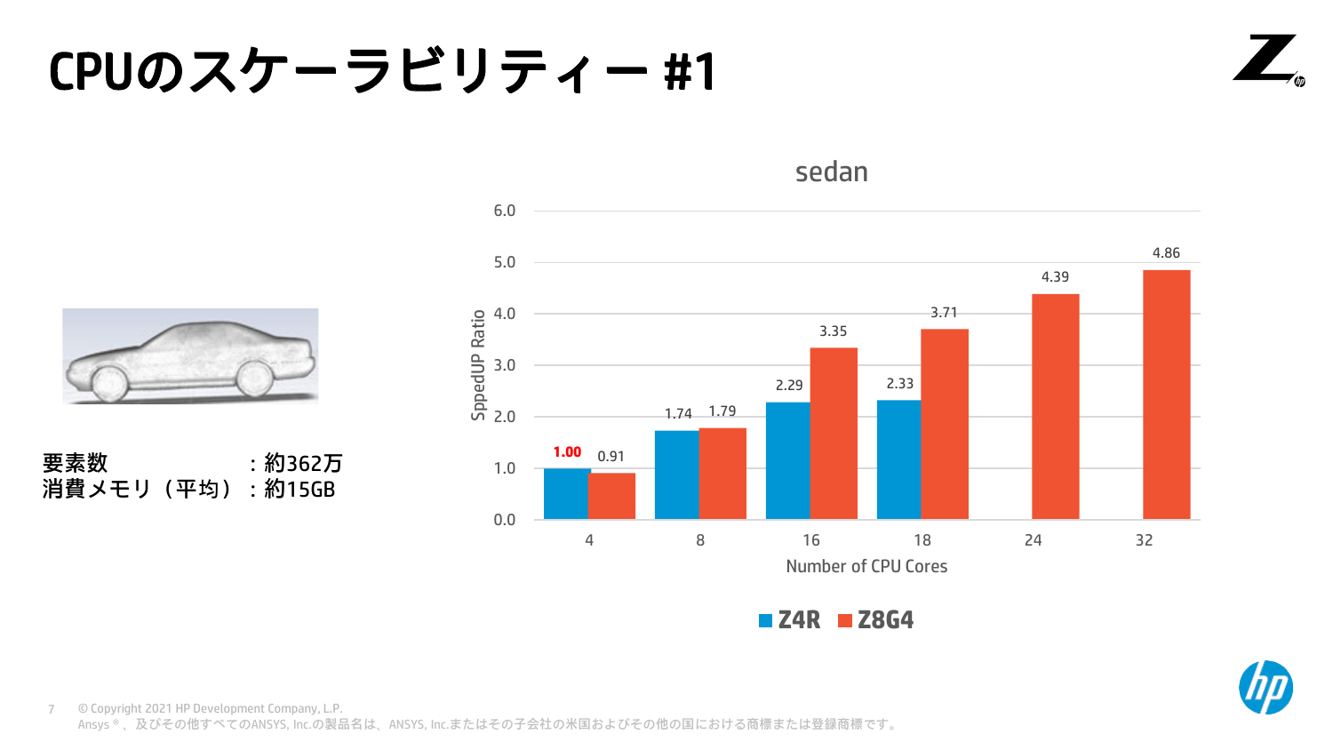# CPUのスケーラビリティー #1

要素数　　　　　：約362万
消費メモリ（平均）：約15GB

**sedan**

| Number of CPU Cores | Z4R | Z8G4 |
|---|---|---|
| 4 | 1.00 | 0.91 |
| 8 | 1.74 | 1.79 |
| 16 | 2.29 | 3.35 |
| 18 | 2.33 | 3.71 |
| 24 | | 4.39 |
| 32 | | 4.86 |

SppedUP Ratio

© Copyright 2021 HP Development Company, L.P.
Ansys ®、及びその他すべてのANSYS, Inc.の製品名は、ANSYS, Inc.またはその子会社の米国およびその他の国における商標または登録商標です。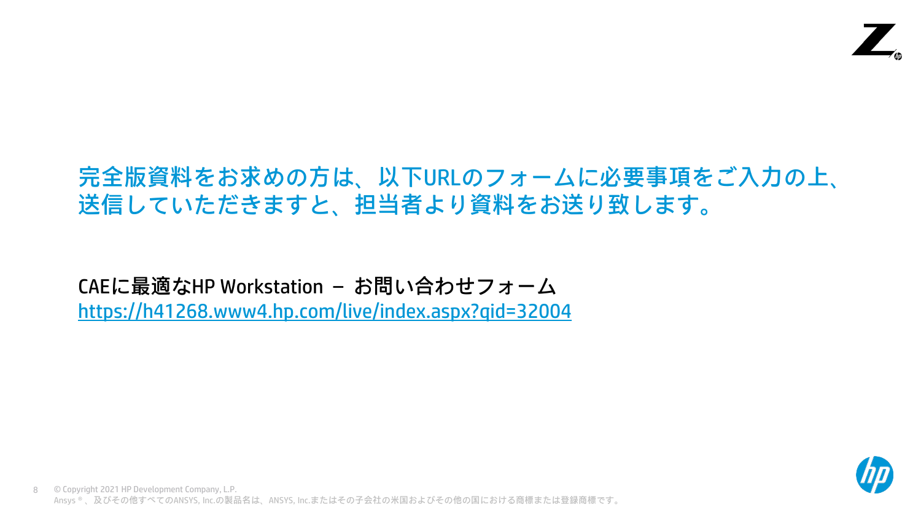完全版資料をお求めの方は、以下URLのフォームに必要事項をご入力の上、送信していただきますと、担当者より資料をお送り致します。

CAEに最適なHP Workstation – お問い合わせフォーム
https://h41268.www4.hp.com/live/index.aspx?qid=32004

© Copyright 2021 HP Development Company, L.P.
Ansys®、及びその他すべてのANSYS, Inc.の製品名は、ANSYS, Inc.またはその子会社の米国およびその他の国における商標または登録商標です。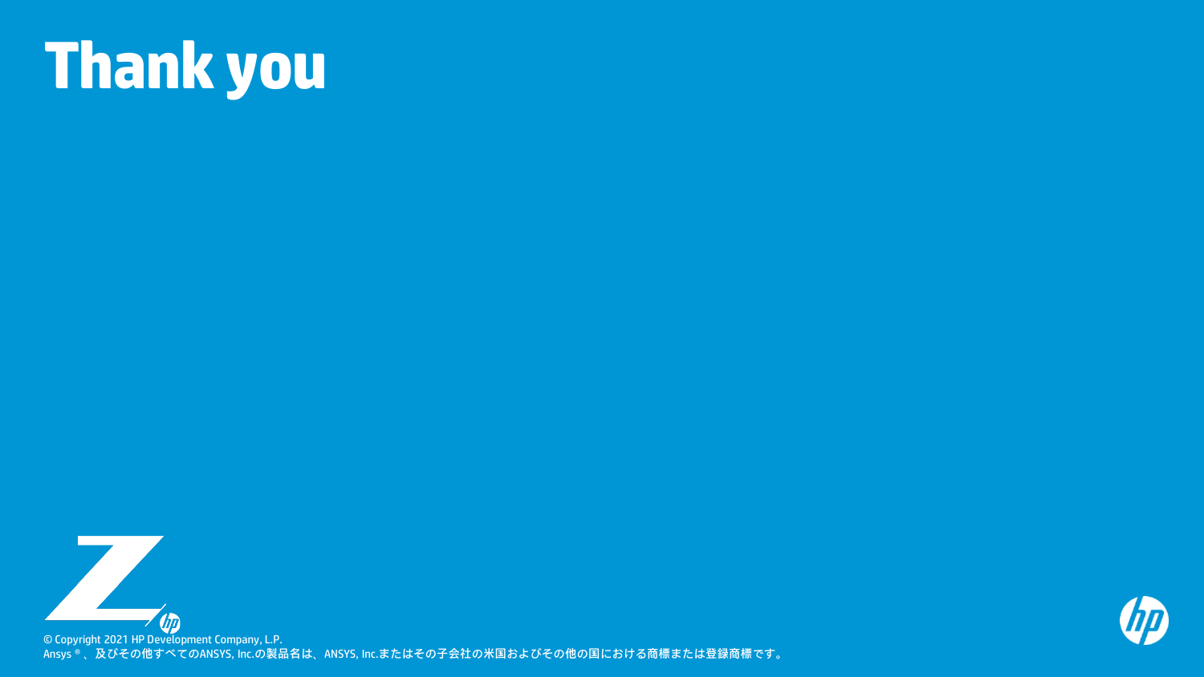# Thank you

© Copyright 2021 HP Development Company, L.P.
Ansys ®、及びその他すべてのANSYS, Inc.の製品名は、ANSYS, Inc.またはその子会社の米国およびその他の国における商標または登録商標です。